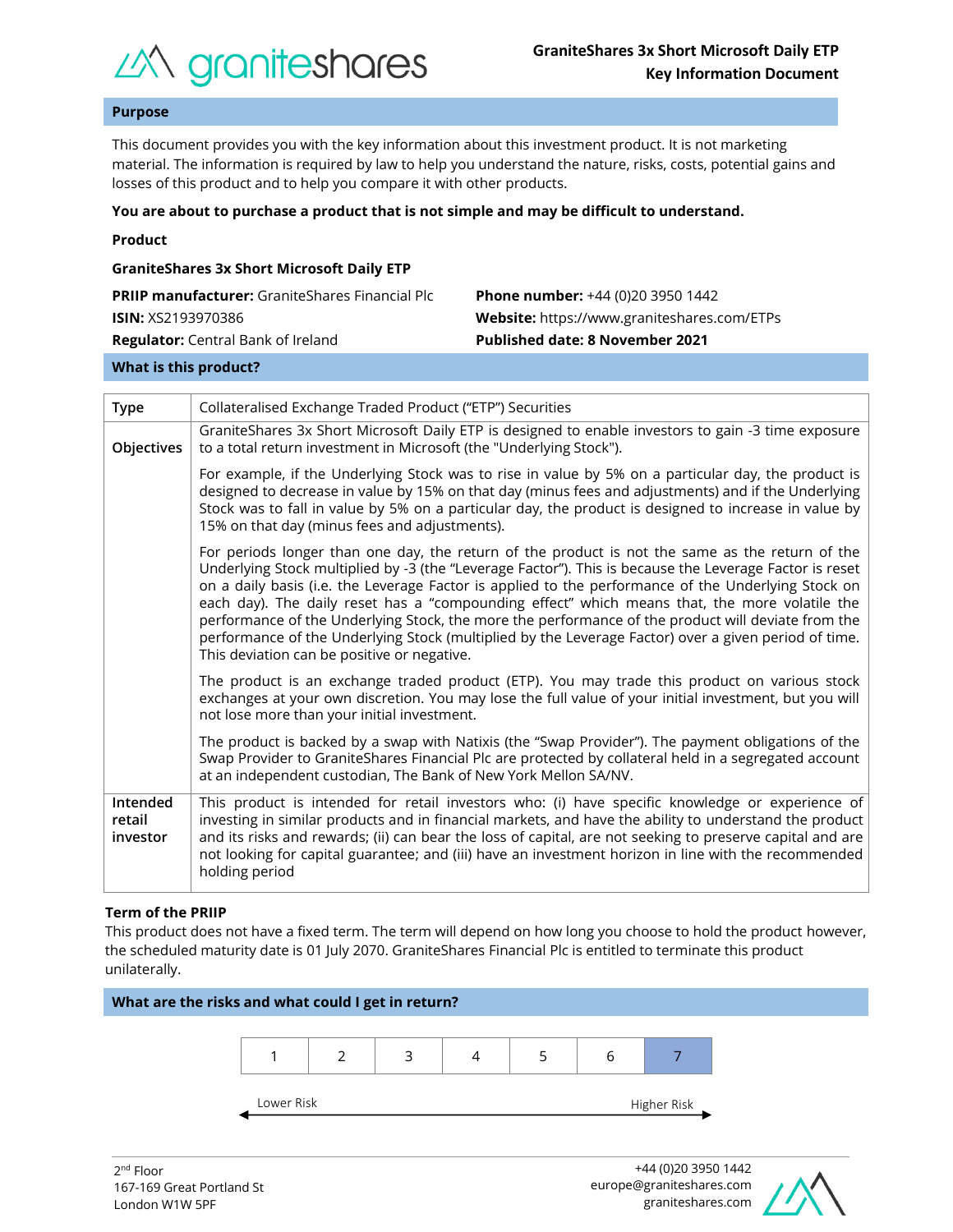# GraniteShares 3x Short Microsoft Daily ETP
# Key Information Document

## Purpose

This document provides you with the key information about this investment product. It is not marketing material. The information is required by law to help you understand the nature, risks, costs, potential gains and losses of this product and to help you compare it with other products.

**You are about to purchase a product that is not simple and may be difficult to understand.**

**Product**

**GraniteShares 3x Short Microsoft Daily ETP**

**PRIIP manufacturer:** GraniteShares Financial Plc
**ISIN:** XS2193970386
**Regulator:** Central Bank of Ireland

**Phone number:** +44 (0)20 3950 1442
**Website:** https://www.graniteshares.com/ETPs
**Published date: 8 November 2021**

## What is this product?

| | |
|---|---|
| **Type** | Collateralised Exchange Traded Product ("ETP") Securities |
| **Objectives** | GraniteShares 3x Short Microsoft Daily ETP is designed to enable investors to gain -3 time exposure to a total return investment in Microsoft (the "Underlying Stock").<br><br>For example, if the Underlying Stock was to rise in value by 5% on a particular day, the product is designed to decrease in value by 15% on that day (minus fees and adjustments) and if the Underlying Stock was to fall in value by 5% on a particular day, the product is designed to increase in value by 15% on that day (minus fees and adjustments).<br><br>For periods longer than one day, the return of the product is not the same as the return of the Underlying Stock multiplied by -3 (the "Leverage Factor"). This is because the Leverage Factor is reset on a daily basis (i.e. the Leverage Factor is applied to the performance of the Underlying Stock on each day). The daily reset has a "compounding effect" which means that, the more volatile the performance of the Underlying Stock, the more the performance of the product will deviate from the performance of the Underlying Stock (multiplied by the Leverage Factor) over a given period of time. This deviation can be positive or negative.<br><br>The product is an exchange traded product (ETP). You may trade this product on various stock exchanges at your own discretion. You may lose the full value of your initial investment, but you will not lose more than your initial investment.<br><br>The product is backed by a swap with Natixis (the "Swap Provider"). The payment obligations of the Swap Provider to GraniteShares Financial Plc are protected by collateral held in a segregated account at an independent custodian, The Bank of New York Mellon SA/NV. |
| **Intended retail investor** | This product is intended for retail investors who: (i) have specific knowledge or experience of investing in similar products and in financial markets, and have the ability to understand the product and its risks and rewards; (ii) can bear the loss of capital, are not seeking to preserve capital and are not looking for capital guarantee; and (iii) have an investment horizon in line with the recommended holding period |

**Term of the PRIIP**

This product does not have a fixed term. The term will depend on how long you choose to hold the product however, the scheduled maturity date is 01 July 2070. GraniteShares Financial Plc is entitled to terminate this product unilaterally.

## What are the risks and what could I get in return?

| 1 | 2 | 3 | 4 | 5 | 6 | **7** |
|---|---|---|---|---|---|---|

Lower Risk ← → Higher Risk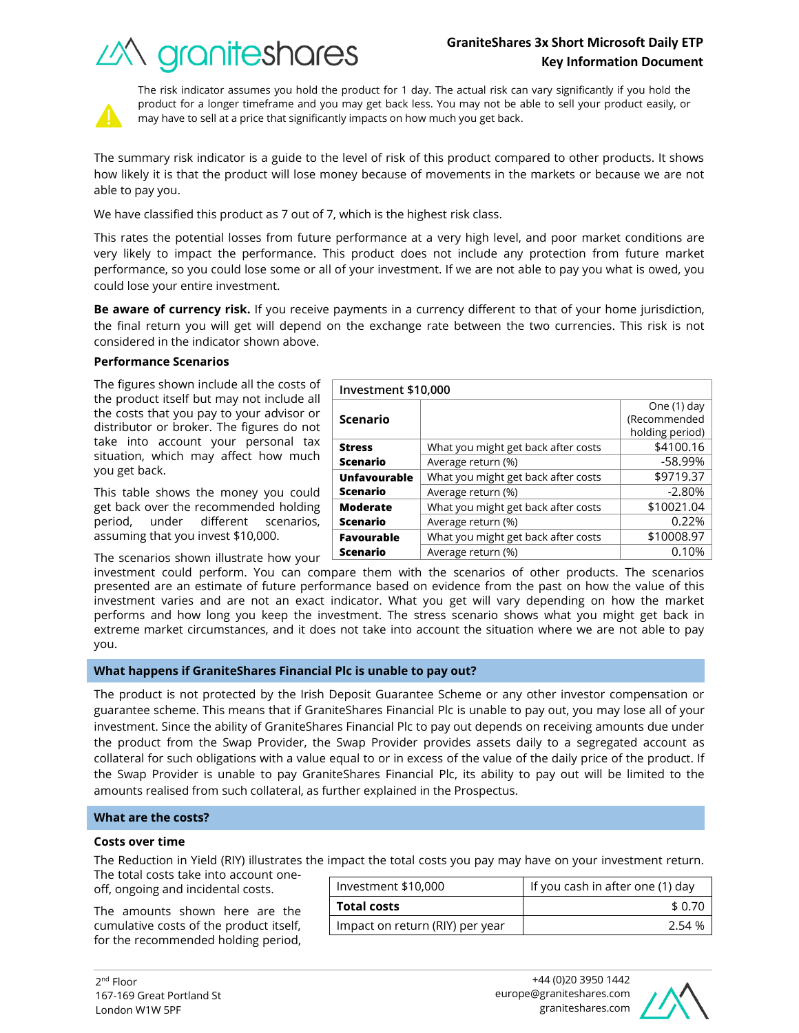The risk indicator assumes you hold the product for 1 day. The actual risk can vary significantly if you hold the product for a longer timeframe and you may get back less. You may not be able to sell your product easily, or may have to sell at a price that significantly impacts on how much you get back.

The summary risk indicator is a guide to the level of risk of this product compared to other products. It shows how likely it is that the product will lose money because of movements in the markets or because we are not able to pay you.

We have classified this product as 7 out of 7, which is the highest risk class.

This rates the potential losses from future performance at a very high level, and poor market conditions are very likely to impact the performance. This product does not include any protection from future market performance, so you could lose some or all of your investment. If we are not able to pay you what is owed, you could lose your entire investment.

**Be aware of currency risk.** If you receive payments in a currency different to that of your home jurisdiction, the final return you will get will depend on the exchange rate between the two currencies. This risk is not considered in the indicator shown above.

**Performance Scenarios**

The figures shown include all the costs of the product itself but may not include all the costs that you pay to your advisor or distributor or broker. The figures do not take into account your personal tax situation, which may affect how much you get back.

This table shows the money you could get back over the recommended holding period, under different scenarios, assuming that you invest $10,000.

| Investment $10,000 | | |
|---|---|---|
| **Scenario** | | One (1) day (Recommended holding period) |
| **Stress Scenario** | What you might get back after costs | $4100.16 |
| | Average return (%) | -58.99% |
| **Unfavourable Scenario** | What you might get back after costs | $9719.37 |
| | Average return (%) | -2.80% |
| **Moderate Scenario** | What you might get back after costs | $10021.04 |
| | Average return (%) | 0.22% |
| **Favourable Scenario** | What you might get back after costs | $10008.97 |
| | Average return (%) | 0.10% |

The scenarios shown illustrate how your investment could perform. You can compare them with the scenarios of other products. The scenarios presented are an estimate of future performance based on evidence from the past on how the value of this investment varies and are not an exact indicator. What you get will vary depending on how the market performs and how long you keep the investment. The stress scenario shows what you might get back in extreme market circumstances, and it does not take into account the situation where we are not able to pay you.

## What happens if GraniteShares Financial Plc is unable to pay out?

The product is not protected by the Irish Deposit Guarantee Scheme or any other investor compensation or guarantee scheme. This means that if GraniteShares Financial Plc is unable to pay out, you may lose all of your investment. Since the ability of GraniteShares Financial Plc to pay out depends on receiving amounts due under the product from the Swap Provider, the Swap Provider provides assets daily to a segregated account as collateral for such obligations with a value equal to or in excess of the value of the daily price of the product. If the Swap Provider is unable to pay GraniteShares Financial Plc, its ability to pay out will be limited to the amounts realised from such collateral, as further explained in the Prospectus.

## What are the costs?

**Costs over time**

The Reduction in Yield (RIY) illustrates the impact the total costs you pay may have on your investment return. The total costs take into account one-off, ongoing and incidental costs.

The amounts shown here are the cumulative costs of the product itself, for the recommended holding period,

| Investment $10,000 | If you cash in after one (1) day |
|---|---|
| **Total costs** | $ 0.70 |
| Impact on return (RIY) per year | 2.54 % |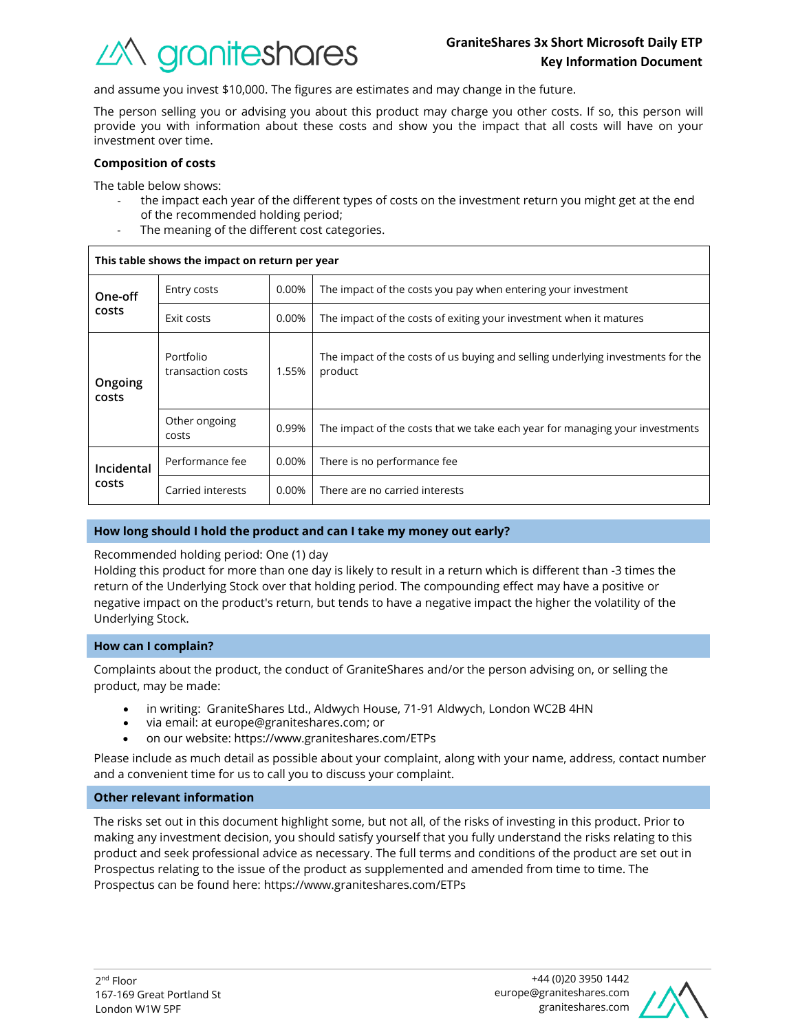and assume you invest $10,000. The figures are estimates and may change in the future.

The person selling you or advising you about this product may charge you other costs. If so, this person will provide you with information about these costs and show you the impact that all costs will have on your investment over time.

**Composition of costs**

The table below shows:

- the impact each year of the different types of costs on the investment return you might get at the end of the recommended holding period;
- The meaning of the different cost categories.

| This table shows the impact on return per year | | | |
|---|---|---|---|
| One-off costs | Entry costs | 0.00% | The impact of the costs you pay when entering your investment |
| | Exit costs | 0.00% | The impact of the costs of exiting your investment when it matures |
| Ongoing costs | Portfolio transaction costs | 1.55% | The impact of the costs of us buying and selling underlying investments for the product |
| | Other ongoing costs | 0.99% | The impact of the costs that we take each year for managing your investments |
| Incidental costs | Performance fee | 0.00% | There is no performance fee |
| | Carried interests | 0.00% | There are no carried interests |

## How long should I hold the product and can I take my money out early?

Recommended holding period: One (1) day
Holding this product for more than one day is likely to result in a return which is different than -3 times the return of the Underlying Stock over that holding period. The compounding effect may have a positive or negative impact on the product's return, but tends to have a negative impact the higher the volatility of the Underlying Stock.

## How can I complain?

Complaints about the product, the conduct of GraniteShares and/or the person advising on, or selling the product, may be made:

- in writing: GraniteShares Ltd., Aldwych House, 71-91 Aldwych, London WC2B 4HN
- via email: at europe@graniteshares.com; or
- on our website: https://www.graniteshares.com/ETPs

Please include as much detail as possible about your complaint, along with your name, address, contact number and a convenient time for us to call you to discuss your complaint.

## Other relevant information

The risks set out in this document highlight some, but not all, of the risks of investing in this product. Prior to making any investment decision, you should satisfy yourself that you fully understand the risks relating to this product and seek professional advice as necessary. The full terms and conditions of the product are set out in Prospectus relating to the issue of the product as supplemented and amended from time to time. The Prospectus can be found here: https://www.graniteshares.com/ETPs